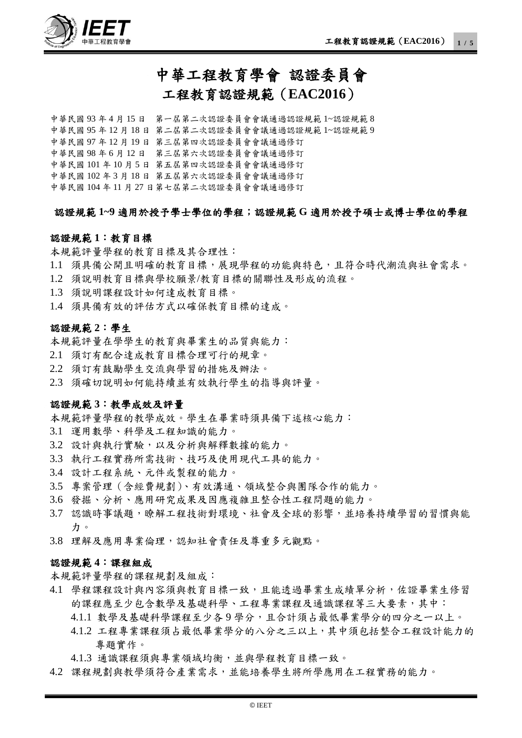# 中華工程教育學會 認證委員會

## 工程教育認證規範（EAC2016）

中華民國 93 年 4 月 15 日　第一屆第二次認證委員會會議通過認證規範 1~認證規範 8
中華民國 95 年 12 月 18 日　第二屆第二次認證委員會會議通過認證規範 1~認證規範 9
中華民國 97 年 12 月 19 日　第三屆第四次認證委員會會議通過修訂
中華民國 98 年 6 月 12 日　第三屆第六次認證委員會會議通過修訂
中華民國 101 年 10 月 5 日　第五屆第四次認證委員會會議通過修訂
中華民國 102 年 3 月 18 日　第五屆第六次認證委員會會議通過修訂
中華民國 104 年 11 月 27 日第七屆第二次認證委員會會議通過修訂

**認證規範 1~9 適用於授予學士學位的學程；認證規範 G 適用於授予碩士或博士學位的學程**

### 認證規範 1：教育目標

本規範評量學程的教育目標及其合理性：

1.1 須具備公開且明確的教育目標，展現學程的功能與特色，且符合時代潮流與社會需求。
1.2 須說明教育目標與學校願景/教育目標的關聯性及形成的流程。
1.3 須說明課程設計如何達成教育目標。
1.4 須具備有效的評估方式以確保教育目標的達成。

### 認證規範 2：學生

本規範評量在學學生的教育與畢業生的品質與能力：

2.1 須訂有配合達成教育目標合理可行的規章。
2.2 須訂有鼓勵學生交流與學習的措施及辦法。
2.3 須確切說明如何能持續並有效執行學生的指導與評量。

### 認證規範 3：教學成效及評量

本規範評量學程的教學成效。學生在畢業時須具備下述核心能力：

3.1 運用數學、科學及工程知識的能力。
3.2 設計與執行實驗，以及分析與解釋數據的能力。
3.3 執行工程實務所需技術、技巧及使用現代工具的能力。
3.4 設計工程系統、元件或製程的能力。
3.5 專案管理（含經費規劃）、有效溝通、領域整合與團隊合作的能力。
3.6 發掘、分析、應用研究成果及因應複雜且整合性工程問題的能力。
3.7 認識時事議題，瞭解工程技術對環境、社會及全球的影響，並培養持續學習的習慣與能力。
3.8 理解及應用專業倫理，認知社會責任及尊重多元觀點。

### 認證規範 4：課程組成

本規範評量學程的課程規劃及組成：

4.1 學程課程設計與內容須與教育目標一致，且能透過畢業生成績單分析，佐證畢業生修習的課程應至少包含數學及基礎科學、工程專業課程及通識課程等三大要素，其中：
  4.1.1 數學及基礎科學課程至少各 9 學分，且合計須占最低畢業學分的四分之一以上。
  4.1.2 工程專業課程須占最低畢業學分的八分之三以上，其中須包括整合工程設計能力的專題實作。
  4.1.3 通識課程須與專業領域均衡，並與學程教育目標一致。
4.2 課程規劃與教學須符合產業需求，並能培養學生將所學應用在工程實務的能力。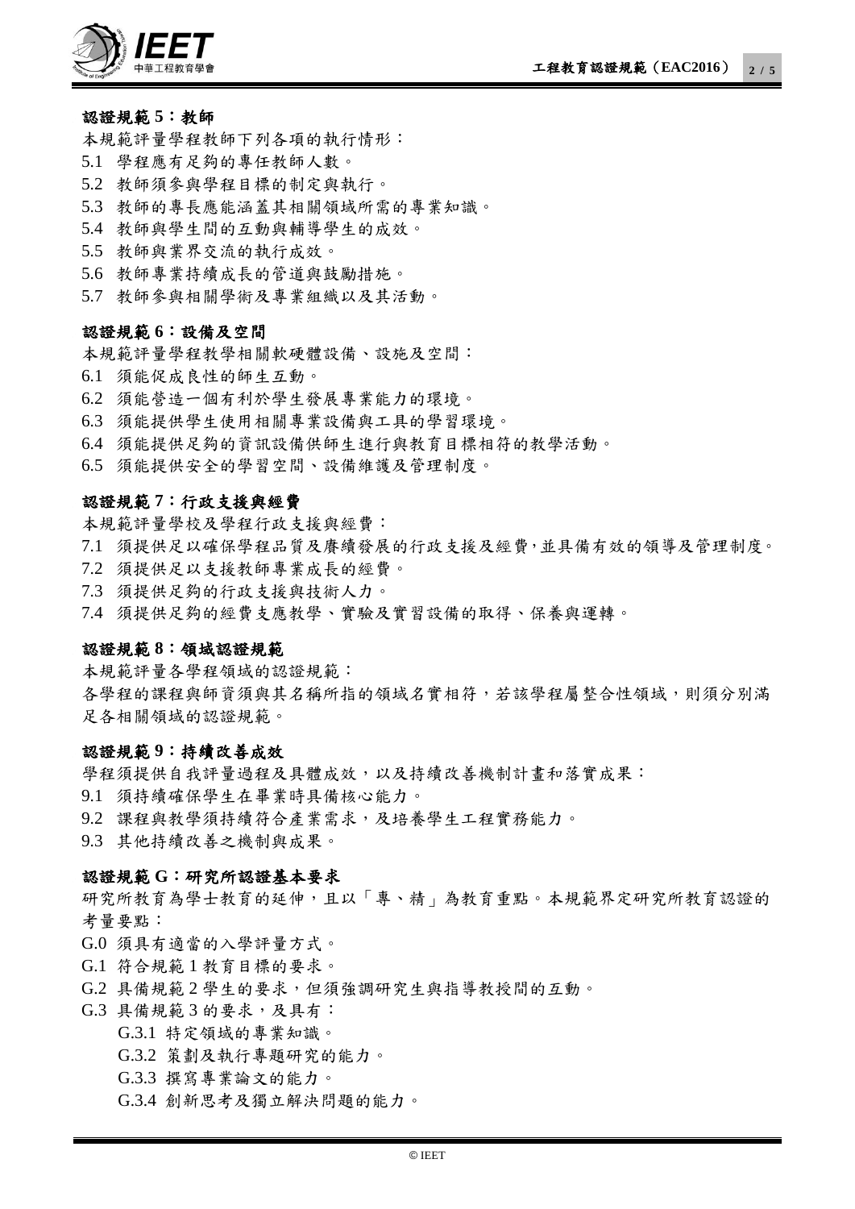**認證規範 5：教師**

本規範評量學程教師下列各項的執行情形：

5.1 學程應有足夠的專任教師人數。
5.2 教師須參與學程目標的制定與執行。
5.3 教師的專長應能涵蓋其相關領域所需的專業知識。
5.4 教師與學生間的互動與輔導學生的成效。
5.5 教師與業界交流的執行成效。
5.6 教師專業持續成長的管道與鼓勵措施。
5.7 教師參與相關學術及專業組織以及其活動。

**認證規範 6：設備及空間**

本規範評量學程教學相關軟硬體設備、設施及空間：

6.1 須能促成良性的師生互動。
6.2 須能營造一個有利於學生發展專業能力的環境。
6.3 須能提供學生使用相關專業設備與工具的學習環境。
6.4 須能提供足夠的資訊設備供師生進行與教育目標相符的教學活動。
6.5 須能提供安全的學習空間、設備維護及管理制度。

**認證規範 7：行政支援與經費**

本規範評量學校及學程行政支援與經費：

7.1 須提供足以確保學程品質及賡續發展的行政支援及經費，並具備有效的領導及管理制度。
7.2 須提供足以支援教師專業成長的經費。
7.3 須提供足夠的行政支援與技術人力。
7.4 須提供足夠的經費支應教學、實驗及實習設備的取得、保養與運轉。

**認證規範 8：領域認證規範**

本規範評量各學程領域的認證規範：

各學程的課程與師資須與其名稱所指的領域名實相符，若該學程屬整合性領域，則須分別滿足各相關領域的認證規範。

**認證規範 9：持續改善成效**

學程須提供自我評量過程及具體成效，以及持續改善機制計畫和落實成果：

9.1 須持續確保學生在畢業時具備核心能力。
9.2 課程與教學須持續符合產業需求，及培養學生工程實務能力。
9.3 其他持續改善之機制與成果。

**認證規範 G：研究所認證基本要求**

研究所教育為學士教育的延伸，且以「專、精」為教育重點。本規範界定研究所教育認證的考量要點：

G.0 須具有適當的入學評量方式。
G.1 符合規範 1 教育目標的要求。
G.2 具備規範 2 學生的要求，但須強調研究生與指導教授間的互動。
G.3 具備規範 3 的要求，及具有：
  G.3.1 特定領域的專業知識。
  G.3.2 策劃及執行專題研究的能力。
  G.3.3 撰寫專業論文的能力。
  G.3.4 創新思考及獨立解決問題的能力。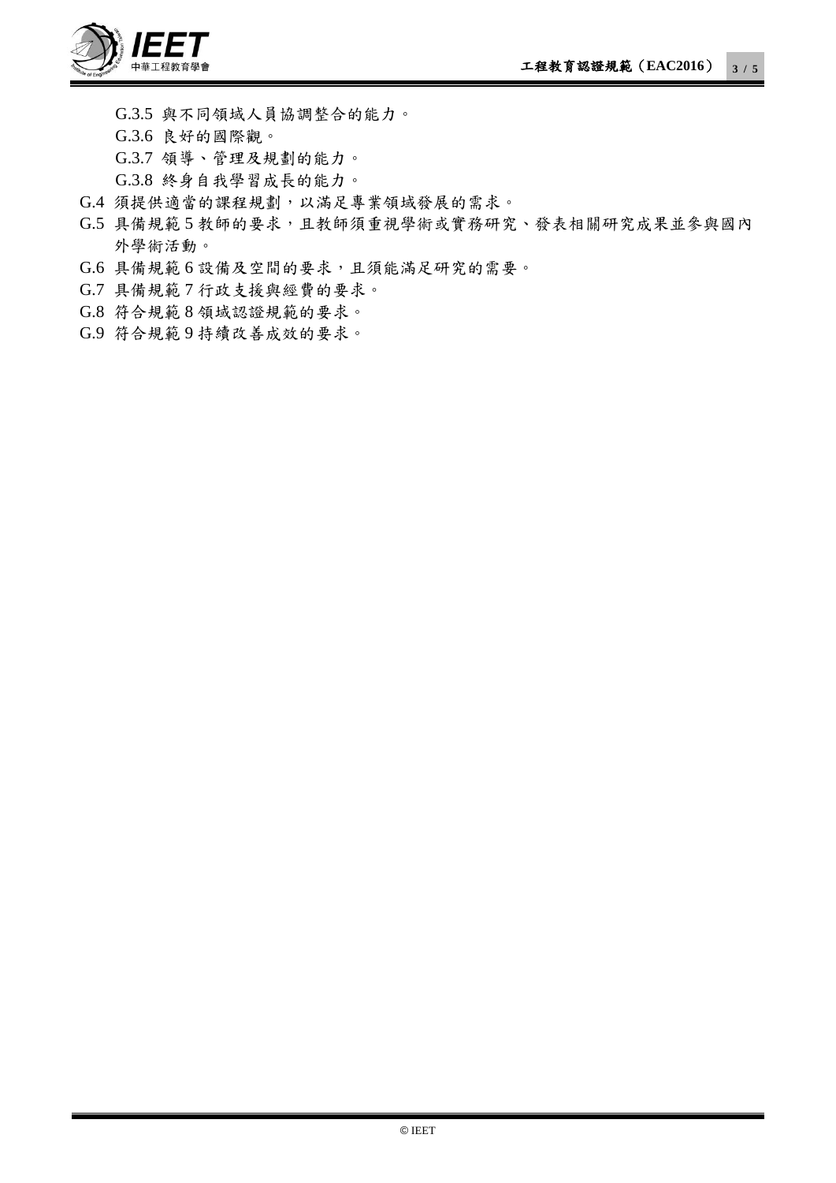G.3.5 與不同領域人員協調整合的能力。

G.3.6 良好的國際觀。

G.3.7 領導、管理及規劃的能力。

G.3.8 終身自我學習成長的能力。

G.4 須提供適當的課程規劃，以滿足專業領域發展的需求。

G.5 具備規範 5 教師的要求，且教師須重視學術或實務研究、發表相關研究成果並參與國內外學術活動。

G.6 具備規範 6 設備及空間的要求，且須能滿足研究的需要。

G.7 具備規範 7 行政支援與經費的要求。

G.8 符合規範 8 領域認證規範的要求。

G.9 符合規範 9 持續改善成效的要求。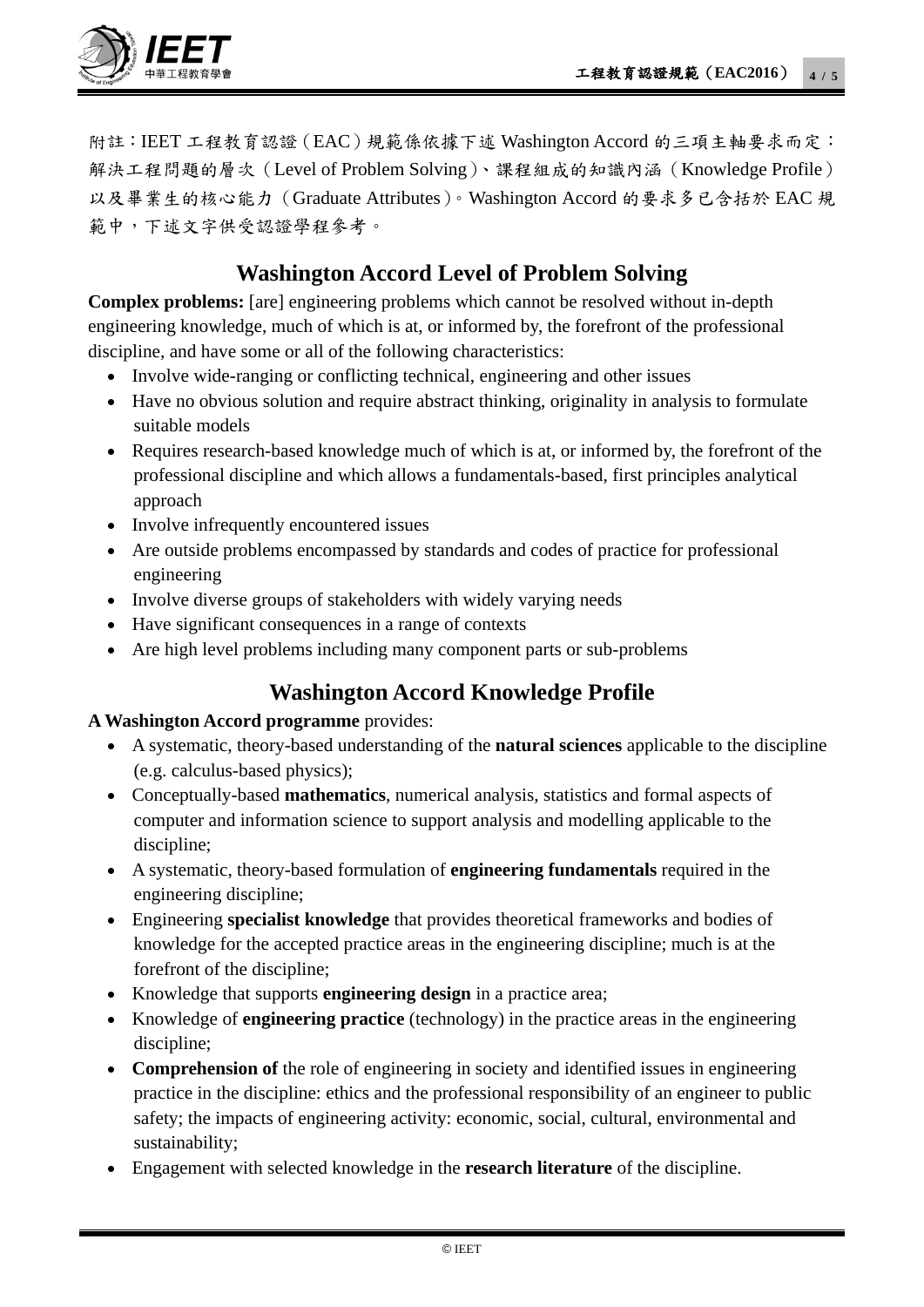附註：IEET 工程教育認證（EAC）規範係依據下述 Washington Accord 的三項主軸要求而定：解決工程問題的層次（Level of Problem Solving）、課程組成的知識內涵（Knowledge Profile）以及畢業生的核心能力（Graduate Attributes）。Washington Accord 的要求多已含括於 EAC 規範中，下述文字供受認證學程參考。

## Washington Accord Level of Problem Solving

**Complex problems:** [are] engineering problems which cannot be resolved without in-depth engineering knowledge, much of which is at, or informed by, the forefront of the professional discipline, and have some or all of the following characteristics:

- Involve wide-ranging or conflicting technical, engineering and other issues
- Have no obvious solution and require abstract thinking, originality in analysis to formulate suitable models
- Requires research-based knowledge much of which is at, or informed by, the forefront of the professional discipline and which allows a fundamentals-based, first principles analytical approach
- Involve infrequently encountered issues
- Are outside problems encompassed by standards and codes of practice for professional engineering
- Involve diverse groups of stakeholders with widely varying needs
- Have significant consequences in a range of contexts
- Are high level problems including many component parts or sub-problems

## Washington Accord Knowledge Profile

**A Washington Accord programme** provides:

- A systematic, theory-based understanding of the **natural sciences** applicable to the discipline (e.g. calculus-based physics);
- Conceptually-based **mathematics**, numerical analysis, statistics and formal aspects of computer and information science to support analysis and modelling applicable to the discipline;
- A systematic, theory-based formulation of **engineering fundamentals** required in the engineering discipline;
- Engineering **specialist knowledge** that provides theoretical frameworks and bodies of knowledge for the accepted practice areas in the engineering discipline; much is at the forefront of the discipline;
- Knowledge that supports **engineering design** in a practice area;
- Knowledge of **engineering practice** (technology) in the practice areas in the engineering discipline;
- **Comprehension of** the role of engineering in society and identified issues in engineering practice in the discipline: ethics and the professional responsibility of an engineer to public safety; the impacts of engineering activity: economic, social, cultural, environmental and sustainability;
- Engagement with selected knowledge in the **research literature** of the discipline.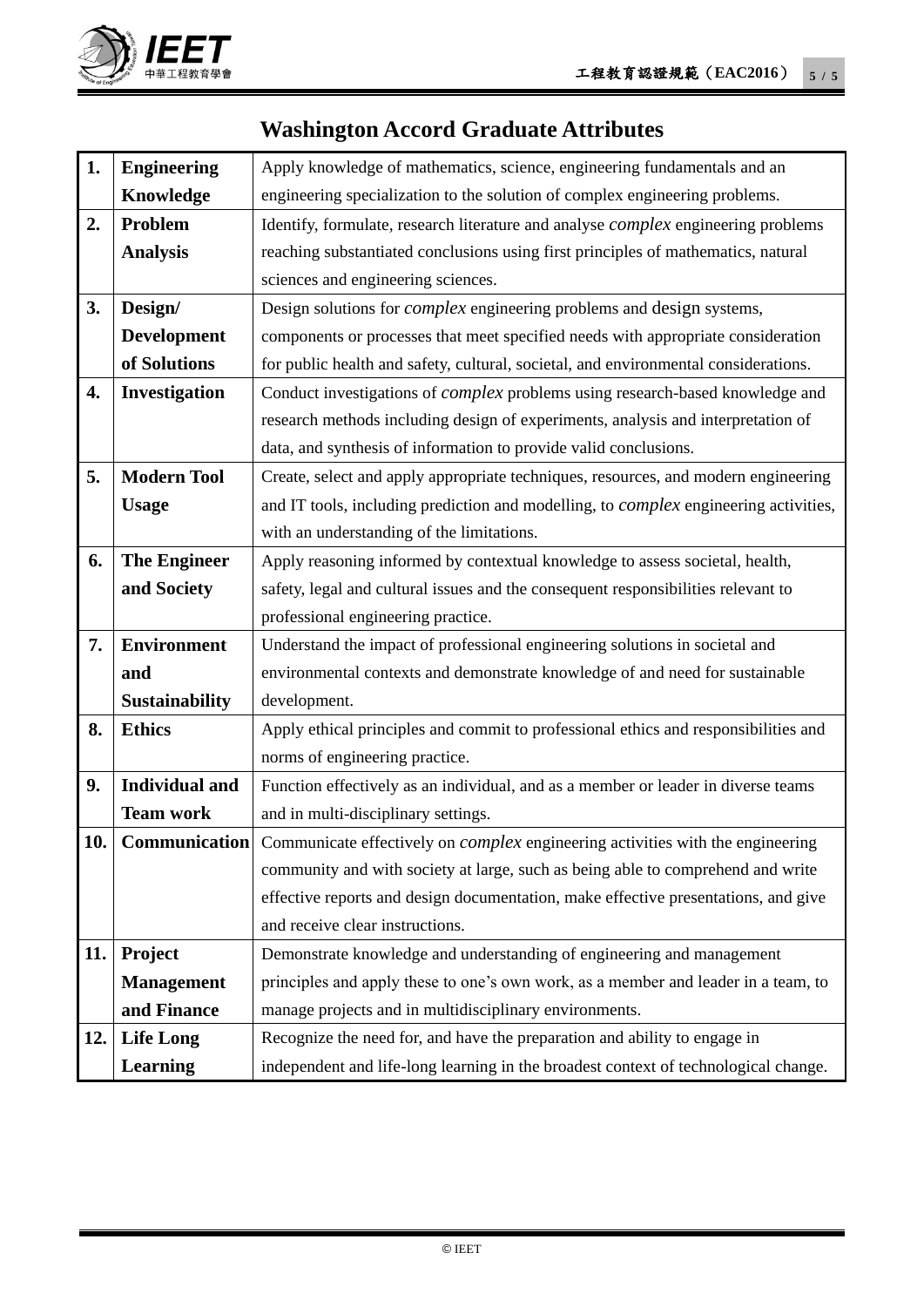## Washington Accord Graduate Attributes

| | | |
|---|---|---|
| **1.** | **Engineering Knowledge** | Apply knowledge of mathematics, science, engineering fundamentals and an engineering specialization to the solution of complex engineering problems. |
| **2.** | **Problem Analysis** | Identify, formulate, research literature and analyse *complex* engineering problems reaching substantiated conclusions using first principles of mathematics, natural sciences and engineering sciences. |
| **3.** | **Design/ Development of Solutions** | Design solutions for *complex* engineering problems and design systems, components or processes that meet specified needs with appropriate consideration for public health and safety, cultural, societal, and environmental considerations. |
| **4.** | **Investigation** | Conduct investigations of *complex* problems using research-based knowledge and research methods including design of experiments, analysis and interpretation of data, and synthesis of information to provide valid conclusions. |
| **5.** | **Modern Tool Usage** | Create, select and apply appropriate techniques, resources, and modern engineering and IT tools, including prediction and modelling, to *complex* engineering activities, with an understanding of the limitations. |
| **6.** | **The Engineer and Society** | Apply reasoning informed by contextual knowledge to assess societal, health, safety, legal and cultural issues and the consequent responsibilities relevant to professional engineering practice. |
| **7.** | **Environment and Sustainability** | Understand the impact of professional engineering solutions in societal and environmental contexts and demonstrate knowledge of and need for sustainable development. |
| **8.** | **Ethics** | Apply ethical principles and commit to professional ethics and responsibilities and norms of engineering practice. |
| **9.** | **Individual and Team work** | Function effectively as an individual, and as a member or leader in diverse teams and in multi-disciplinary settings. |
| **10.** | **Communication** | Communicate effectively on *complex* engineering activities with the engineering community and with society at large, such as being able to comprehend and write effective reports and design documentation, make effective presentations, and give and receive clear instructions. |
| **11.** | **Project Management and Finance** | Demonstrate knowledge and understanding of engineering and management principles and apply these to one's own work, as a member and leader in a team, to manage projects and in multidisciplinary environments. |
| **12.** | **Life Long Learning** | Recognize the need for, and have the preparation and ability to engage in independent and life-long learning in the broadest context of technological change. |